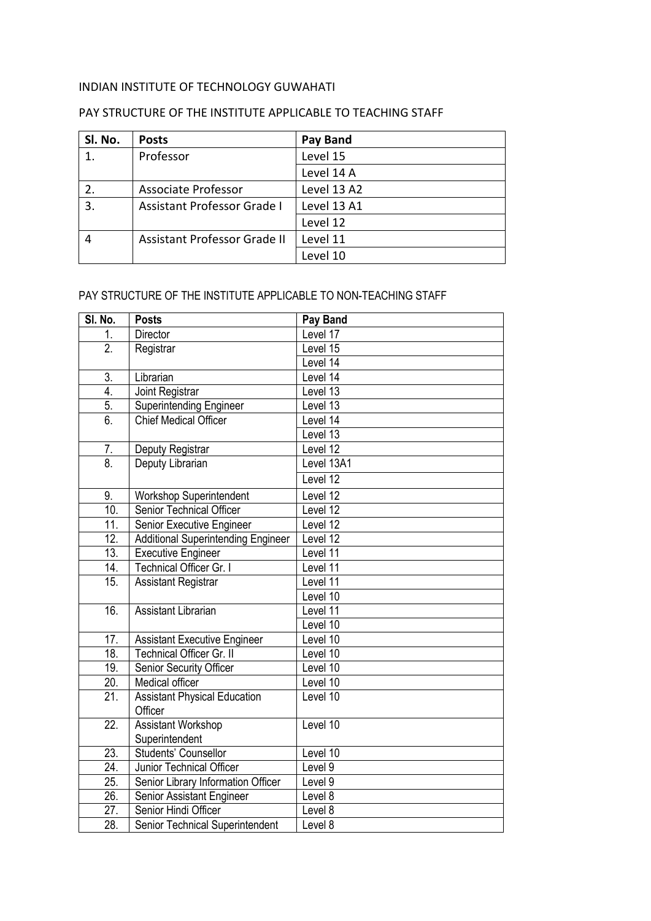INDIAN INSTITUTE OF TECHNOLOGY GUWAHATI

PAY STRUCTURE OF THE INSTITUTE APPLICABLE TO TEACHING STAFF

| Sl. No. | Posts | Pay Band |
|---|---|---|
| 1. | Professor | Level 15 |
| | | Level 14 A |
| 2. | Associate Professor | Level 13 A2 |
| 3. | Assistant Professor Grade I | Level 13 A1 |
| | | Level 12 |
| 4 | Assistant Professor Grade II | Level 11 |
| | | Level 10 |

PAY STRUCTURE OF THE INSTITUTE APPLICABLE TO NON-TEACHING STAFF

| Sl. No. | Posts | Pay Band |
|---|---|---|
| 1. | Director | Level 17 |
| 2. | Registrar | Level 15 |
| | | Level 14 |
| 3. | Librarian | Level 14 |
| 4. | Joint Registrar | Level 13 |
| 5. | Superintending Engineer | Level 13 |
| 6. | Chief Medical Officer | Level 14 |
| | | Level 13 |
| 7. | Deputy Registrar | Level 12 |
| 8. | Deputy Librarian | Level 13A1 |
| | | Level 12 |
| 9. | Workshop Superintendent | Level 12 |
| 10. | Senior Technical Officer | Level 12 |
| 11. | Senior Executive Engineer | Level 12 |
| 12. | Additional Superintending Engineer | Level 12 |
| 13. | Executive Engineer | Level 11 |
| 14. | Technical Officer Gr. I | Level 11 |
| 15. | Assistant Registrar | Level 11 |
| | | Level 10 |
| 16. | Assistant Librarian | Level 11 |
| | | Level 10 |
| 17. | Assistant Executive Engineer | Level 10 |
| 18. | Technical Officer Gr. II | Level 10 |
| 19. | Senior Security Officer | Level 10 |
| 20. | Medical officer | Level 10 |
| 21. | Assistant Physical Education Officer | Level 10 |
| 22. | Assistant Workshop Superintendent | Level 10 |
| 23. | Students' Counsellor | Level 10 |
| 24. | Junior Technical Officer | Level 9 |
| 25. | Senior Library Information Officer | Level 9 |
| 26. | Senior Assistant Engineer | Level 8 |
| 27. | Senior Hindi Officer | Level 8 |
| 28. | Senior Technical Superintendent | Level 8 |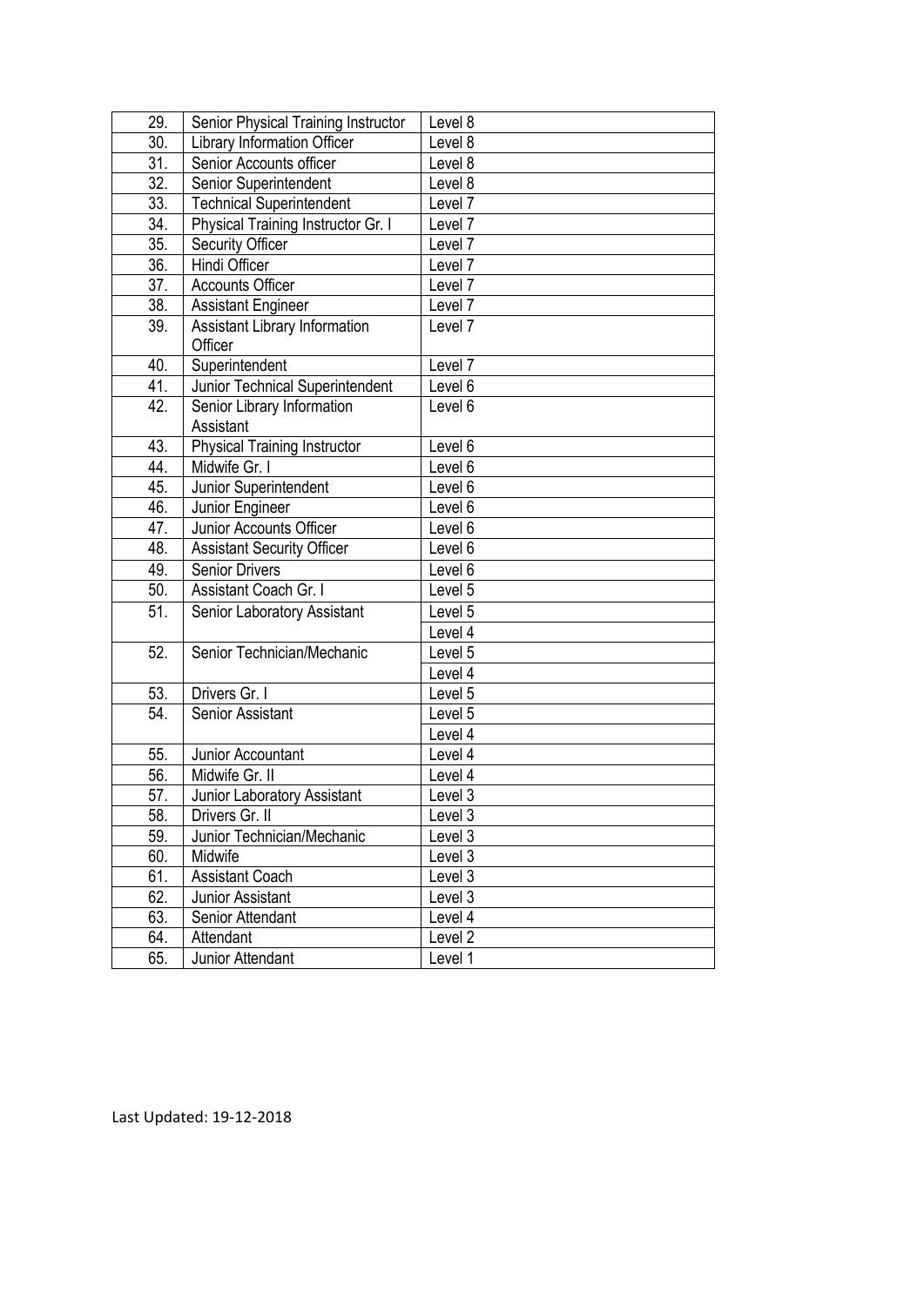| | | |
|---|---|---|
| 29. | Senior Physical Training Instructor | Level 8 |
| 30. | Library Information Officer | Level 8 |
| 31. | Senior Accounts officer | Level 8 |
| 32. | Senior Superintendent | Level 8 |
| 33. | Technical Superintendent | Level 7 |
| 34. | Physical Training Instructor Gr. I | Level 7 |
| 35. | Security Officer | Level 7 |
| 36. | Hindi Officer | Level 7 |
| 37. | Accounts Officer | Level 7 |
| 38. | Assistant Engineer | Level 7 |
| 39. | Assistant Library Information Officer | Level 7 |
| 40. | Superintendent | Level 7 |
| 41. | Junior Technical Superintendent | Level 6 |
| 42. | Senior Library Information Assistant | Level 6 |
| 43. | Physical Training Instructor | Level 6 |
| 44. | Midwife Gr. I | Level 6 |
| 45. | Junior Superintendent | Level 6 |
| 46. | Junior Engineer | Level 6 |
| 47. | Junior Accounts Officer | Level 6 |
| 48. | Assistant Security Officer | Level 6 |
| 49. | Senior Drivers | Level 6 |
| 50. | Assistant Coach Gr. I | Level 5 |
| 51. | Senior Laboratory Assistant | Level 5 |
| | | Level 4 |
| 52. | Senior Technician/Mechanic | Level 5 |
| | | Level 4 |
| 53. | Drivers Gr. I | Level 5 |
| 54. | Senior Assistant | Level 5 |
| | | Level 4 |
| 55. | Junior Accountant | Level 4 |
| 56. | Midwife Gr. II | Level 4 |
| 57. | Junior Laboratory Assistant | Level 3 |
| 58. | Drivers Gr. II | Level 3 |
| 59. | Junior Technician/Mechanic | Level 3 |
| 60. | Midwife | Level 3 |
| 61. | Assistant Coach | Level 3 |
| 62. | Junior Assistant | Level 3 |
| 63. | Senior Attendant | Level 4 |
| 64. | Attendant | Level 2 |
| 65. | Junior Attendant | Level 1 |

Last Updated: 19-12-2018